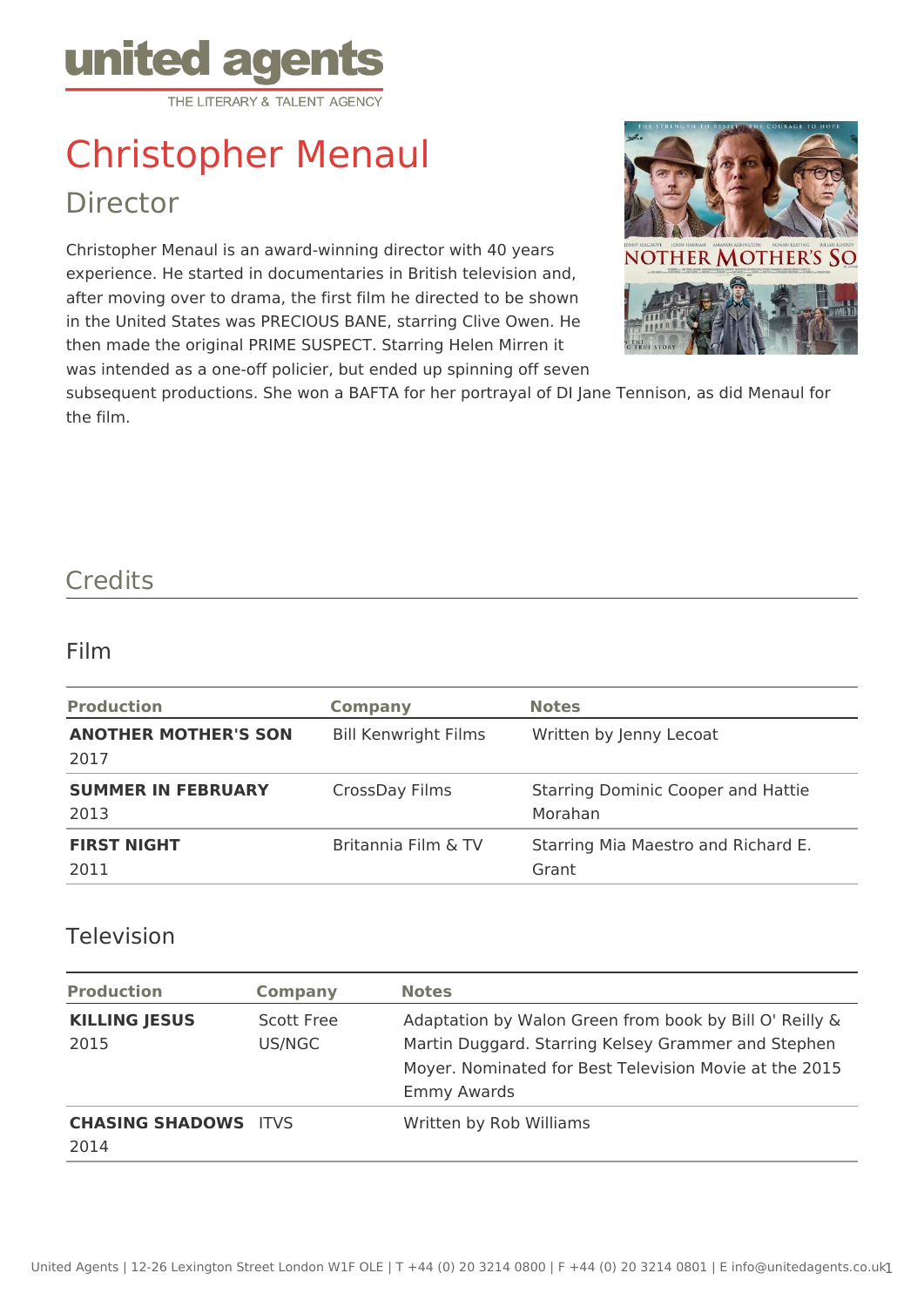united agents
THE LITERARY & TALENT AGENCY

# Christopher Menaul

## Director

Christopher Menaul is an award-winning director with 40 years experience. He started in documentaries in British television and, after moving over to drama, the first film he directed to be shown in the United States was PRECIOUS BANE, starring Clive Owen. He then made the original PRIME SUSPECT. Starring Helen Mirren it was intended as a one-off policier, but ended up spinning off seven subsequent productions. She won a BAFTA for her portrayal of DI Jane Tennison, as did Menaul for the film.

## Credits

### Film

| Production | Company | Notes |
| --- | --- | --- |
| **ANOTHER MOTHER'S SON** 2017 | Bill Kenwright Films | Written by Jenny Lecoat |
| **SUMMER IN FEBRUARY** 2013 | CrossDay Films | Starring Dominic Cooper and Hattie Morahan |
| **FIRST NIGHT** 2011 | Britannia Film & TV | Starring Mia Maestro and Richard E. Grant |

### Television

| Production | Company | Notes |
| --- | --- | --- |
| **KILLING JESUS** 2015 | Scott Free US/NGC | Adaptation by Walon Green from book by Bill O' Reilly & Martin Duggard. Starring Kelsey Grammer and Stephen Moyer. Nominated for Best Television Movie at the 2015 Emmy Awards |
| **CHASING SHADOWS** 2014 | ITVS | Written by Rob Williams |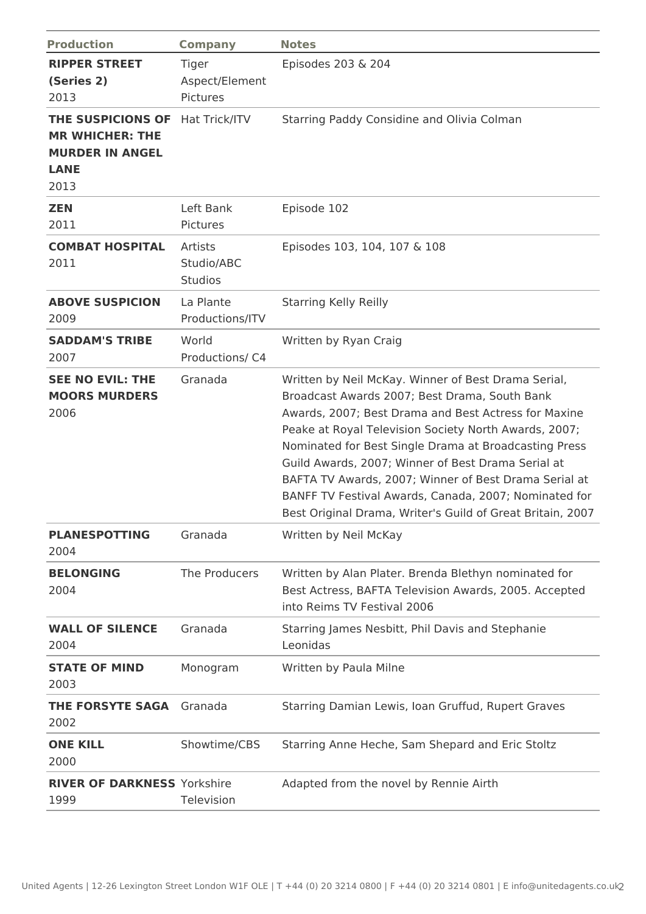| Production | Company | Notes |
|---|---|---|
| **RIPPER STREET (Series 2)** 2013 | Tiger Aspect/Element Pictures | Episodes 203 & 204 |
| **THE SUSPICIONS OF MR WHICHER: THE MURDER IN ANGEL LANE** 2013 | Hat Trick/ITV | Starring Paddy Considine and Olivia Colman |
| **ZEN** 2011 | Left Bank Pictures | Episode 102 |
| **COMBAT HOSPITAL** 2011 | Artists Studio/ABC Studios | Episodes 103, 104, 107 & 108 |
| **ABOVE SUSPICION** 2009 | La Plante Productions/ITV | Starring Kelly Reilly |
| **SADDAM'S TRIBE** 2007 | World Productions/ C4 | Written by Ryan Craig |
| **SEE NO EVIL: THE MOORS MURDERS** 2006 | Granada | Written by Neil McKay. Winner of Best Drama Serial, Broadcast Awards 2007; Best Drama, South Bank Awards, 2007; Best Drama and Best Actress for Maxine Peake at Royal Television Society North Awards, 2007; Nominated for Best Single Drama at Broadcasting Press Guild Awards, 2007; Winner of Best Drama Serial at BAFTA TV Awards, 2007; Winner of Best Drama Serial at BANFF TV Festival Awards, Canada, 2007; Nominated for Best Original Drama, Writer's Guild of Great Britain, 2007 |
| **PLANESPOTTING** 2004 | Granada | Written by Neil McKay |
| **BELONGING** 2004 | The Producers | Written by Alan Plater. Brenda Blethyn nominated for Best Actress, BAFTA Television Awards, 2005. Accepted into Reims TV Festival 2006 |
| **WALL OF SILENCE** 2004 | Granada | Starring James Nesbitt, Phil Davis and Stephanie Leonidas |
| **STATE OF MIND** 2003 | Monogram | Written by Paula Milne |
| **THE FORSYTE SAGA** 2002 | Granada | Starring Damian Lewis, Ioan Gruffud, Rupert Graves |
| **ONE KILL** 2000 | Showtime/CBS | Starring Anne Heche, Sam Shepard and Eric Stoltz |
| **RIVER OF DARKNESS** 1999 | Yorkshire Television | Adapted from the novel by Rennie Airth |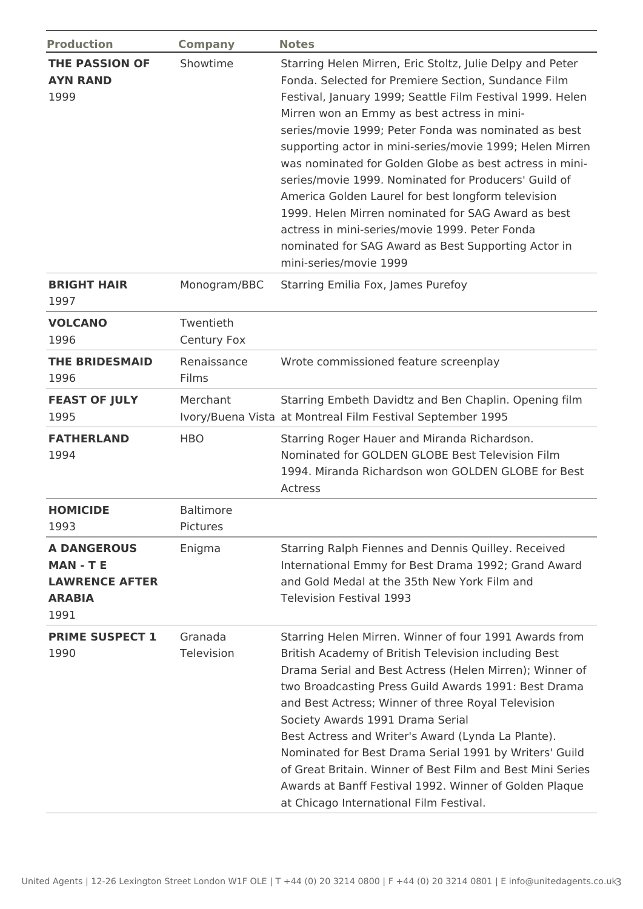| Production | Company | Notes |
| --- | --- | --- |
| **THE PASSION OF AYN RAND** 1999 | Showtime | Starring Helen Mirren, Eric Stoltz, Julie Delpy and Peter Fonda. Selected for Premiere Section, Sundance Film Festival, January 1999; Seattle Film Festival 1999. Helen Mirren won an Emmy as best actress in mini-series/movie 1999; Peter Fonda was nominated as best supporting actor in mini-series/movie 1999; Helen Mirren was nominated for Golden Globe as best actress in mini-series/movie 1999. Nominated for Producers' Guild of America Golden Laurel for best longform television 1999. Helen Mirren nominated for SAG Award as best actress in mini-series/movie 1999. Peter Fonda nominated for SAG Award as Best Supporting Actor in mini-series/movie 1999 |
| **BRIGHT HAIR** 1997 | Monogram/BBC | Starring Emilia Fox, James Purefoy |
| **VOLCANO** 1996 | Twentieth Century Fox | |
| **THE BRIDESMAID** 1996 | Renaissance Films | Wrote commissioned feature screenplay |
| **FEAST OF JULY** 1995 | Merchant Ivory/Buena Vista | Starring Embeth Davidtz and Ben Chaplin. Opening film at Montreal Film Festival September 1995 |
| **FATHERLAND** 1994 | HBO | Starring Roger Hauer and Miranda Richardson. Nominated for GOLDEN GLOBE Best Television Film 1994. Miranda Richardson won GOLDEN GLOBE for Best Actress |
| **HOMICIDE** 1993 | Baltimore Pictures | |
| **A DANGEROUS MAN - T E LAWRENCE AFTER ARABIA** 1991 | Enigma | Starring Ralph Fiennes and Dennis Quilley. Received International Emmy for Best Drama 1992; Grand Award and Gold Medal at the 35th New York Film and Television Festival 1993 |
| **PRIME SUSPECT 1** 1990 | Granada Television | Starring Helen Mirren. Winner of four 1991 Awards from British Academy of British Television including Best Drama Serial and Best Actress (Helen Mirren); Winner of two Broadcasting Press Guild Awards 1991: Best Drama and Best Actress; Winner of three Royal Television Society Awards 1991 Drama Serial Best Actress and Writer's Award (Lynda La Plante). Nominated for Best Drama Serial 1991 by Writers' Guild of Great Britain. Winner of Best Film and Best Mini Series Awards at Banff Festival 1992. Winner of Golden Plaque at Chicago International Film Festival. |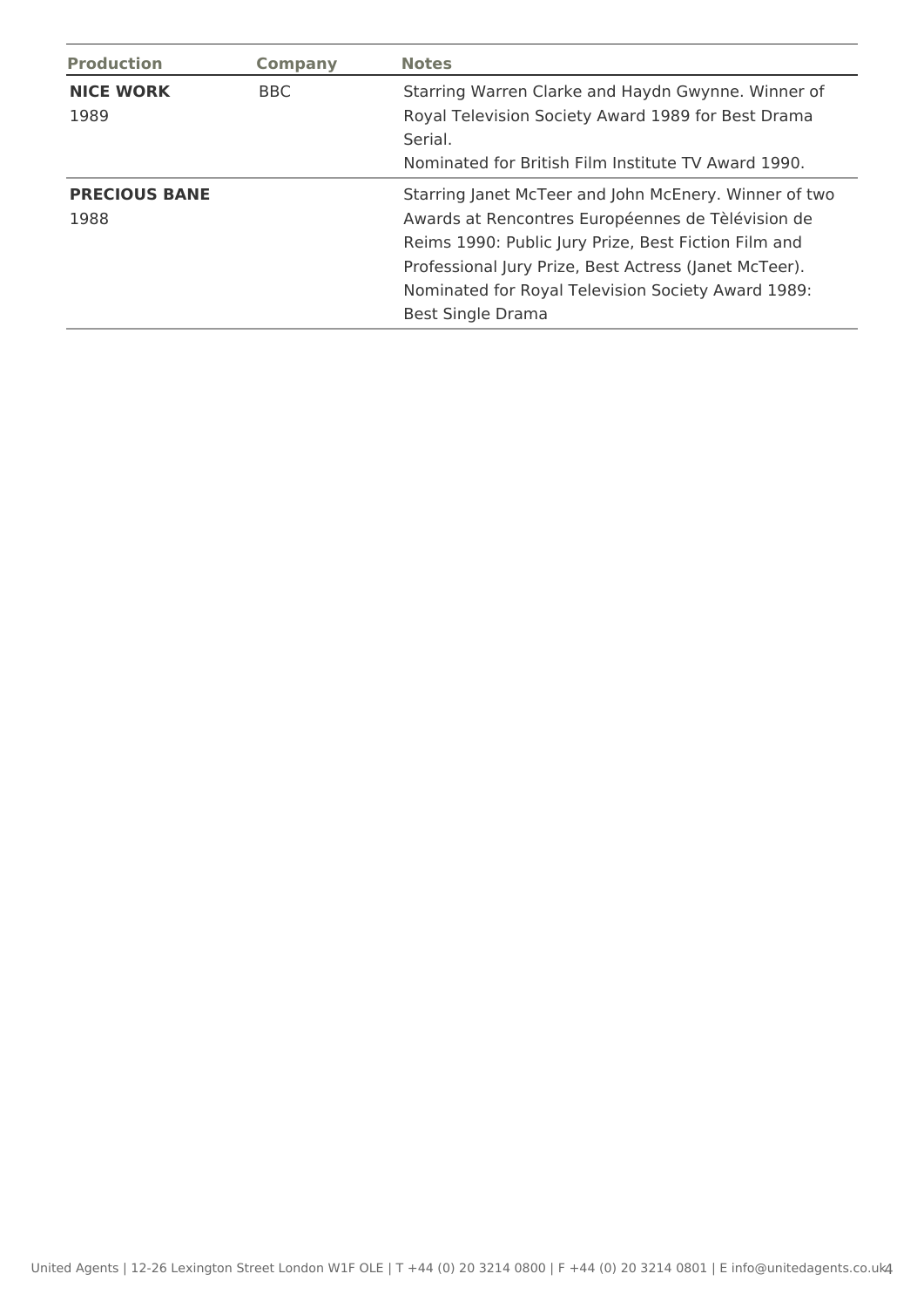| Production | Company | Notes |
| --- | --- | --- |
| **NICE WORK** 1989 | BBC | Starring Warren Clarke and Haydn Gwynne. Winner of Royal Television Society Award 1989 for Best Drama Serial. Nominated for British Film Institute TV Award 1990. |
| **PRECIOUS BANE** 1988 | | Starring Janet McTeer and John McEnery. Winner of two Awards at Rencontres Européennes de Tèlévision de Reims 1990: Public Jury Prize, Best Fiction Film and Professional Jury Prize, Best Actress (Janet McTeer). Nominated for Royal Television Society Award 1989: Best Single Drama |